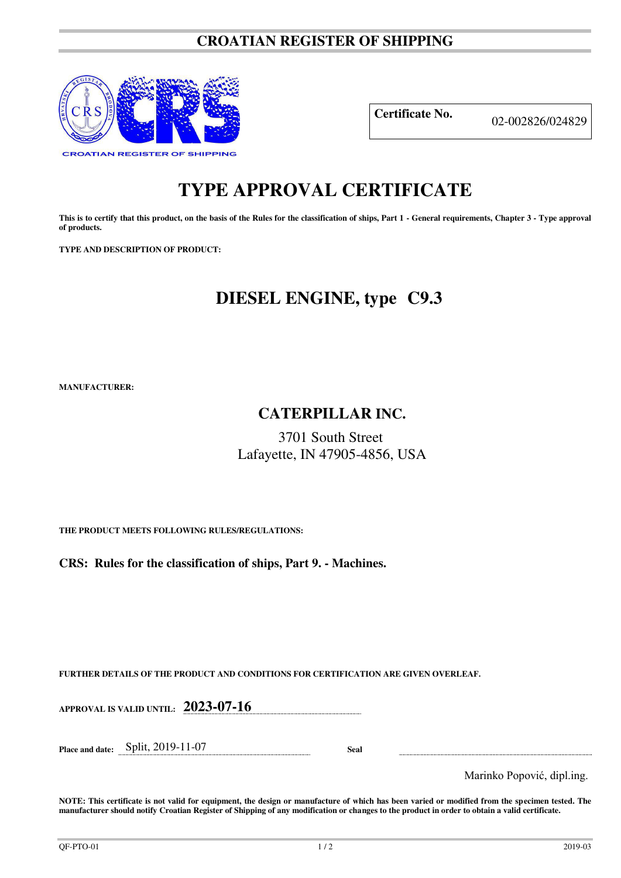# CROATIAN REGISTER OF SHIPPING

CROATIAN REGISTER OF SHIPPING

| **Certificate No.** | 02-002826/024829 |
|---|---|

# TYPE APPROVAL CERTIFICATE

**This is to certify that this product, on the basis of the Rules for the classification of ships, Part 1 - General requirements, Chapter 3 - Type approval of products.**

**TYPE AND DESCRIPTION OF PRODUCT:**

## DIESEL ENGINE, type C9.3

**MANUFACTURER:**

**CATERPILLAR INC.**

3701 South Street
Lafayette, IN 47905-4856, USA

**THE PRODUCT MEETS FOLLOWING RULES/REGULATIONS:**

**CRS: Rules for the classification of ships, Part 9. - Machines.**

**FURTHER DETAILS OF THE PRODUCT AND CONDITIONS FOR CERTIFICATION ARE GIVEN OVERLEAF.**

**APPROVAL IS VALID UNTIL:** **2023-07-16**

**Place and date:** Split, 2019-11-07 **Seal**

Marinko Popović, dipl.ing.

**NOTE: This certificate is not valid for equipment, the design or manufacture of which has been varied or modified from the specimen tested. The manufacturer should notify Croatian Register of Shipping of any modification or changes to the product in order to obtain a valid certificate.**

QF-PTO-01 2019-03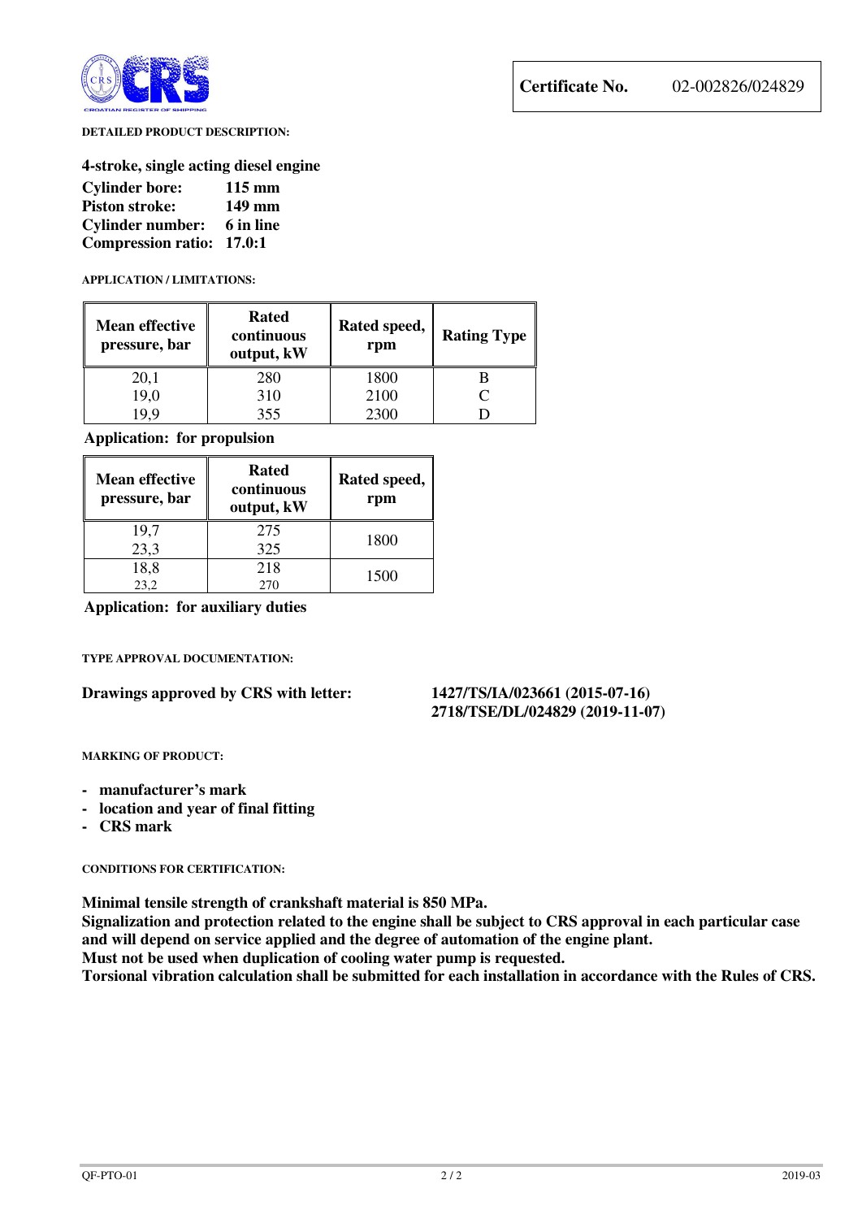**Certificate No.** 02-002826/024829

DETAILED PRODUCT DESCRIPTION:

**4-stroke, single acting diesel engine**

**Cylinder bore:** 115 mm
**Piston stroke:** 149 mm
**Cylinder number:** 6 in line
**Compression ratio:** 17.0:1

APPLICATION / LIMITATIONS:

| Mean effective pressure, bar | Rated continuous output, kW | Rated speed, rpm | Rating Type |
|---|---|---|---|
| 20,1 | 280 | 1800 | B |
| 19,0 | 310 | 2100 | C |
| 19,9 | 355 | 2300 | D |

**Application: for propulsion**

| Mean effective pressure, bar | Rated continuous output, kW | Rated speed, rpm |
|---|---|---|
| 19,7 | 275 | 1800 |
| 23,3 | 325 | |
| 18,8 | 218 | 1500 |
| 23,2 | 270 | |

**Application: for auxiliary duties**

TYPE APPROVAL DOCUMENTATION:

**Drawings approved by CRS with letter:** **1427/TS/IA/023661 (2015-07-16)**
**2718/TSE/DL/024829 (2019-11-07)**

MARKING OF PRODUCT:

- **manufacturer's mark**
- **location and year of final fitting**
- **CRS mark**

CONDITIONS FOR CERTIFICATION:

**Minimal tensile strength of crankshaft material is 850 MPa.**
**Signalization and protection related to the engine shall be subject to CRS approval in each particular case and will depend on service applied and the degree of automation of the engine plant.**
**Must not be used when duplication of cooling water pump is requested.**
**Torsional vibration calculation shall be submitted for each installation in accordance with the Rules of CRS.**